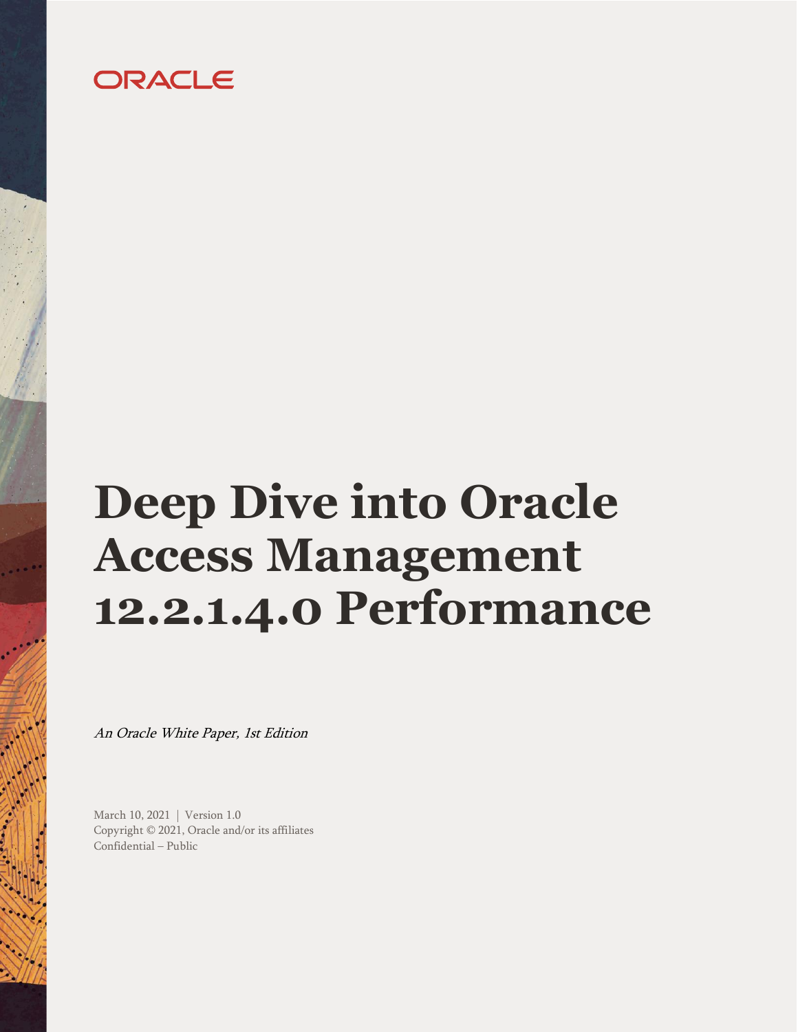ORACLE

# Deep Dive into Oracle Access Management 12.2.1.4.0 Performance

*An Oracle White Paper, 1st Edition*

March 10, 2021 | Version 1.0
Copyright © 2021, Oracle and/or its affiliates
Confidential – Public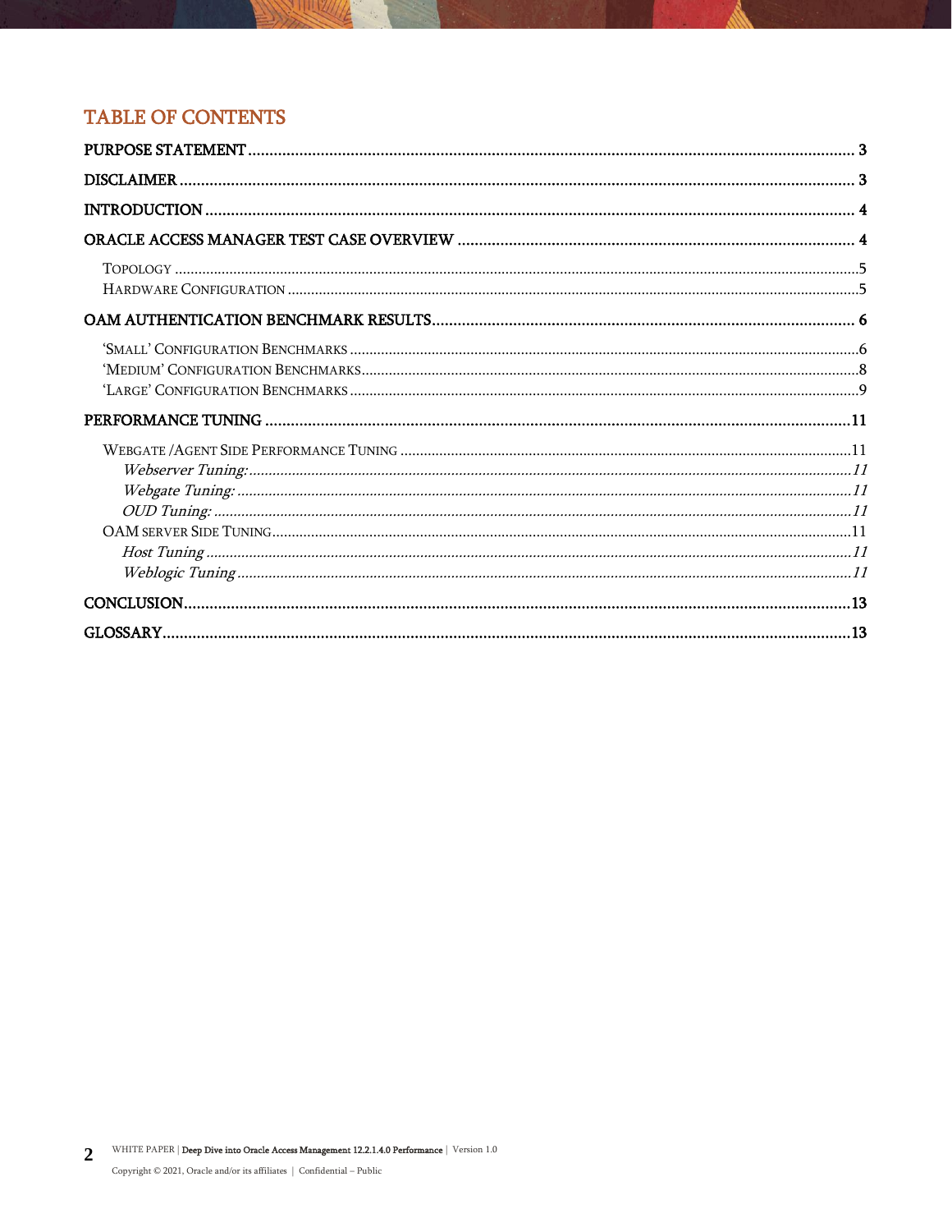# TABLE OF CONTENTS

PURPOSE STATEMENT ........................................................................ 3

DISCLAIMER ........................................................................ 3

INTRODUCTION ........................................................................ 4

ORACLE ACCESS MANAGER TEST CASE OVERVIEW ........................................................................ 4

- Topology ........................................................................ 5
- Hardware Configuration ........................................................................ 5

OAM AUTHENTICATION BENCHMARK RESULTS ........................................................................ 6

- 'Small' Configuration Benchmarks ........................................................................ 6
- 'Medium' Configuration Benchmarks ........................................................................ 8
- 'Large' Configuration Benchmarks ........................................................................ 9

PERFORMANCE TUNING ........................................................................ 11

- Webgate /Agent Side Performance Tuning ........................................................................ 11
  - *Webserver Tuning:* ........................................................................ *11*
  - *Webgate Tuning:* ........................................................................ *11*
  - *OUD Tuning:* ........................................................................ *11*
- OAM server Side Tuning ........................................................................ 11
  - *Host Tuning* ........................................................................ *11*
  - *Weblogic Tuning* ........................................................................ *11*

CONCLUSION ........................................................................ 13

GLOSSARY ........................................................................ 13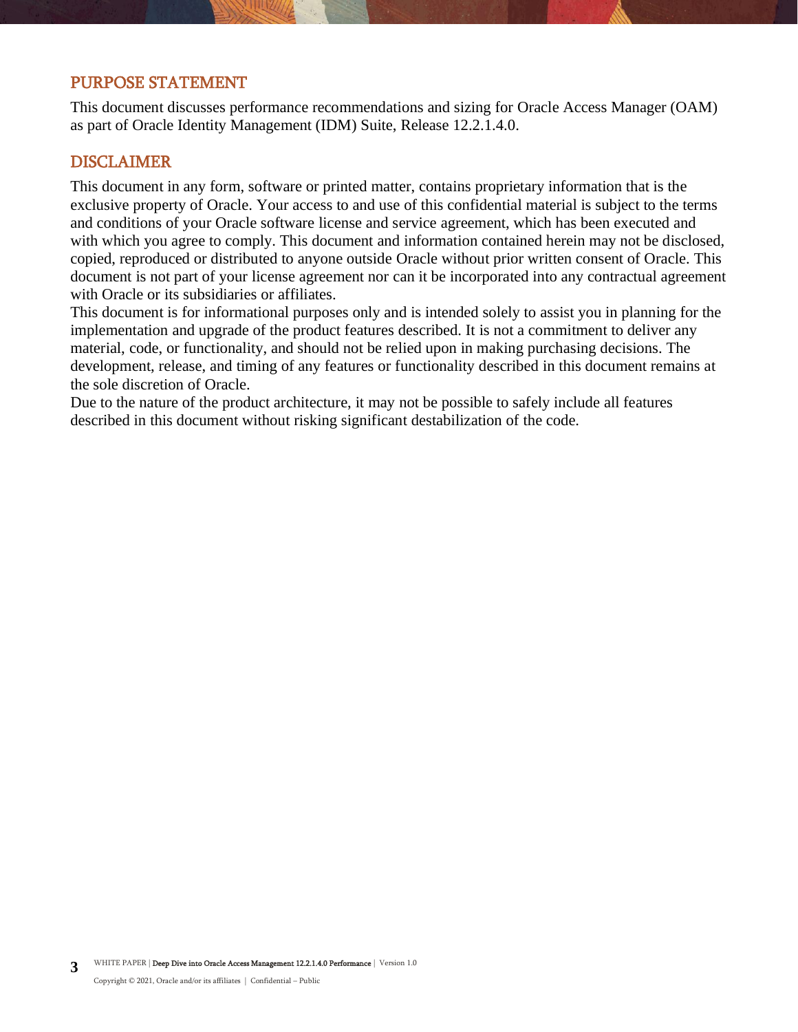## PURPOSE STATEMENT

This document discusses performance recommendations and sizing for Oracle Access Manager (OAM) as part of Oracle Identity Management (IDM) Suite, Release 12.2.1.4.0.

## DISCLAIMER

This document in any form, software or printed matter, contains proprietary information that is the exclusive property of Oracle. Your access to and use of this confidential material is subject to the terms and conditions of your Oracle software license and service agreement, which has been executed and with which you agree to comply. This document and information contained herein may not be disclosed, copied, reproduced or distributed to anyone outside Oracle without prior written consent of Oracle. This document is not part of your license agreement nor can it be incorporated into any contractual agreement with Oracle or its subsidiaries or affiliates.

This document is for informational purposes only and is intended solely to assist you in planning for the implementation and upgrade of the product features described. It is not a commitment to deliver any material, code, or functionality, and should not be relied upon in making purchasing decisions. The development, release, and timing of any features or functionality described in this document remains at the sole discretion of Oracle.

Due to the nature of the product architecture, it may not be possible to safely include all features described in this document without risking significant destabilization of the code.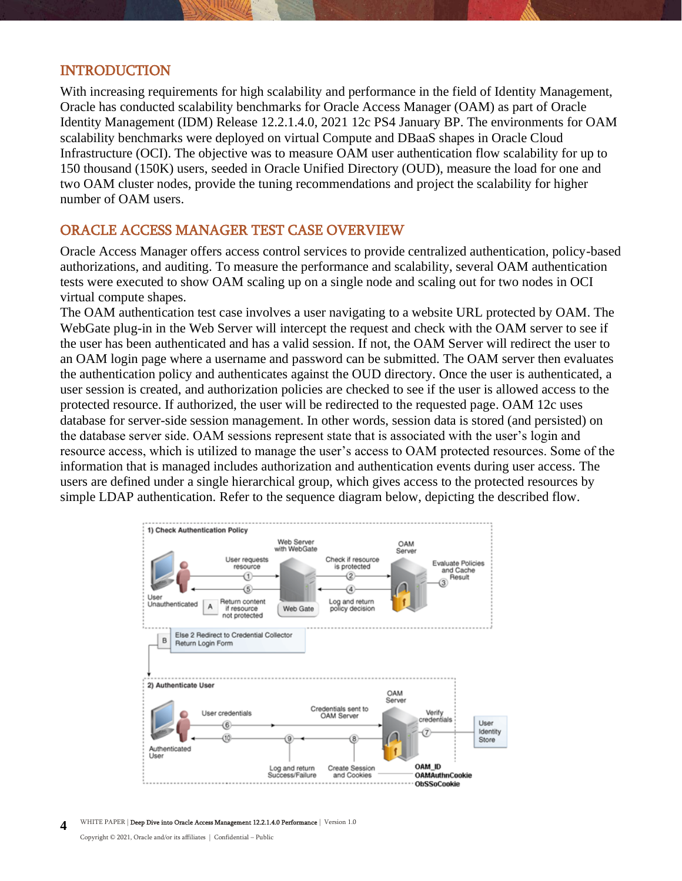## INTRODUCTION

With increasing requirements for high scalability and performance in the field of Identity Management, Oracle has conducted scalability benchmarks for Oracle Access Manager (OAM) as part of Oracle Identity Management (IDM) Release 12.2.1.4.0, 2021 12c PS4 January BP. The environments for OAM scalability benchmarks were deployed on virtual Compute and DBaaS shapes in Oracle Cloud Infrastructure (OCI). The objective was to measure OAM user authentication flow scalability for up to 150 thousand (150K) users, seeded in Oracle Unified Directory (OUD), measure the load for one and two OAM cluster nodes, provide the tuning recommendations and project the scalability for higher number of OAM users.

## ORACLE ACCESS MANAGER TEST CASE OVERVIEW

Oracle Access Manager offers access control services to provide centralized authentication, policy-based authorizations, and auditing. To measure the performance and scalability, several OAM authentication tests were executed to show OAM scaling up on a single node and scaling out for two nodes in OCI virtual compute shapes.

The OAM authentication test case involves a user navigating to a website URL protected by OAM. The WebGate plug-in in the Web Server will intercept the request and check with the OAM server to see if the user has been authenticated and has a valid session. If not, the OAM Server will redirect the user to an OAM login page where a username and password can be submitted. The OAM server then evaluates the authentication policy and authenticates against the OUD directory. Once the user is authenticated, a user session is created, and authorization policies are checked to see if the user is allowed access to the protected resource. If authorized, the user will be redirected to the requested page. OAM 12c uses database for server-side session management. In other words, session data is stored (and persisted) on the database server side. OAM sessions represent state that is associated with the user's login and resource access, which is utilized to manage the user's access to OAM protected resources. Some of the information that is managed includes authorization and authentication events during user access. The users are defined under a single hierarchical group, which gives access to the protected resources by simple LDAP authentication. Refer to the sequence diagram below, depicting the described flow.

1) Check Authentication Policy

User Unauthenticated — User requests resource (1) → Web Server with WebGate — Check if resource is protected (2) → OAM Server — Evaluate Policies and Cache Result (3) — Log and return policy decision (4) — (5) A: Return content if resource not protected

B: Else 2 Redirect to Credential Collector Return Login Form

2) Authenticate User

Authenticated User — User credentials (6) — Credentials sent to OAM Server → OAM Server — Verify credentials (7) → User Identity Store — Create Session and Cookies (8) — Log and return Success/Failure (9) — (10)

OAM_ID
OAMAuthnCookie
ObSSoCookie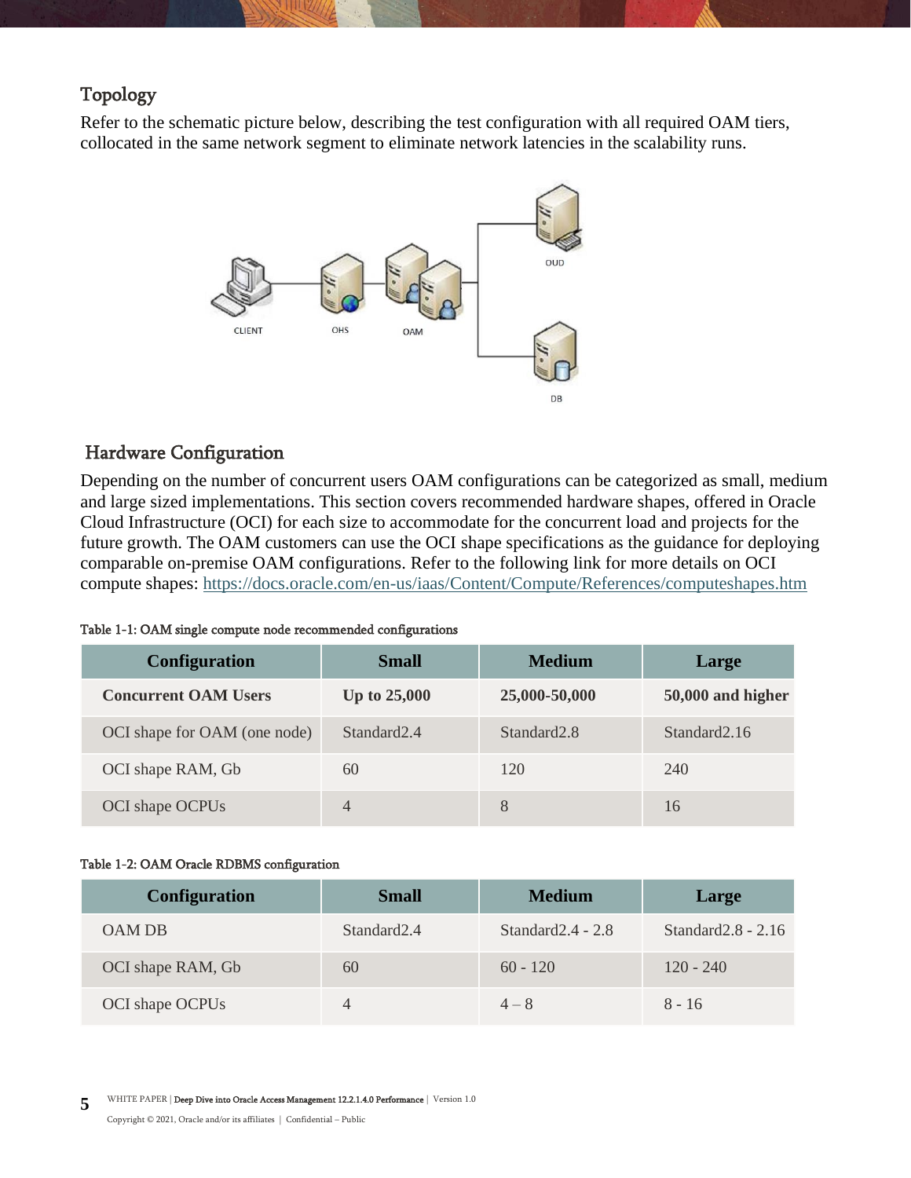## Topology

Refer to the schematic picture below, describing the test configuration with all required OAM tiers, collocated in the same network segment to eliminate network latencies in the scalability runs.

CLIENT OHS OAM OUD DB

## Hardware Configuration

Depending on the number of concurrent users OAM configurations can be categorized as small, medium and large sized implementations. This section covers recommended hardware shapes, offered in Oracle Cloud Infrastructure (OCI) for each size to accommodate for the concurrent load and projects for the future growth. The OAM customers can use the OCI shape specifications as the guidance for deploying comparable on-premise OAM configurations. Refer to the following link for more details on OCI compute shapes: [https://docs.oracle.com/en-us/iaas/Content/Compute/References/computeshapes.htm](https://docs.oracle.com/en-us/iaas/Content/Compute/References/computeshapes.htm)

Table 1-1: OAM single compute node recommended configurations

| Configuration | Small | Medium | Large |
|---|---|---|---|
| **Concurrent OAM Users** | **Up to 25,000** | **25,000-50,000** | **50,000 and higher** |
| OCI shape for OAM (one node) | Standard2.4 | Standard2.8 | Standard2.16 |
| OCI shape RAM, Gb | 60 | 120 | 240 |
| OCI shape OCPUs | 4 | 8 | 16 |

Table 1-2: OAM Oracle RDBMS configuration

| Configuration | Small | Medium | Large |
|---|---|---|---|
| OAM DB | Standard2.4 | Standard2.4 - 2.8 | Standard2.8 - 2.16 |
| OCI shape RAM, Gb | 60 | 60 - 120 | 120 - 240 |
| OCI shape OCPUs | 4 | 4 – 8 | 8 - 16 |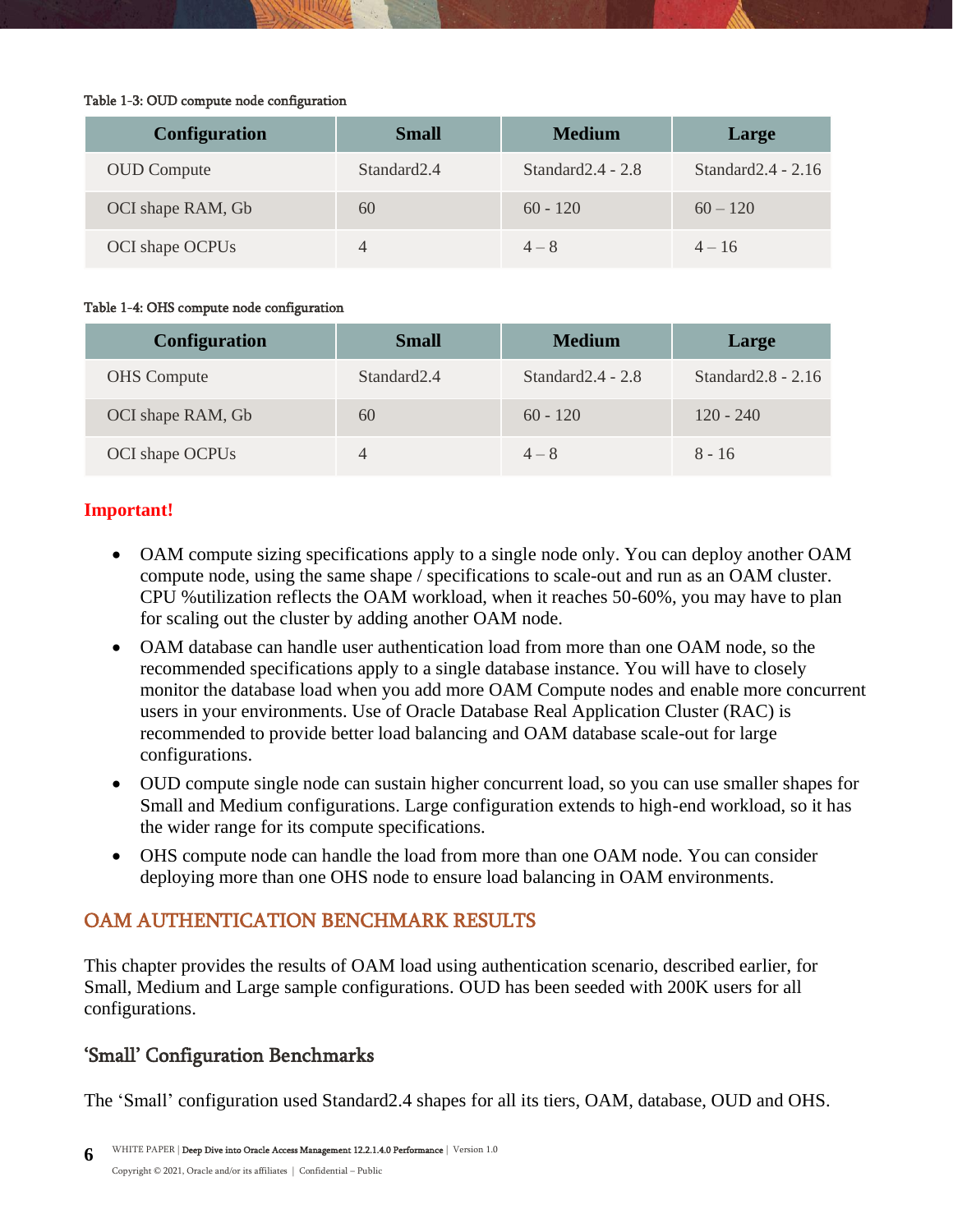Table 1-3: OUD compute node configuration

| Configuration | Small | Medium | Large |
|---|---|---|---|
| OUD Compute | Standard2.4 | Standard2.4 - 2.8 | Standard2.4 - 2.16 |
| OCI shape RAM, Gb | 60 | 60 - 120 | 60 – 120 |
| OCI shape OCPUs | 4 | 4 – 8 | 4 – 16 |

Table 1-4: OHS compute node configuration

| Configuration | Small | Medium | Large |
|---|---|---|---|
| OHS Compute | Standard2.4 | Standard2.4 - 2.8 | Standard2.8 - 2.16 |
| OCI shape RAM, Gb | 60 | 60 - 120 | 120 - 240 |
| OCI shape OCPUs | 4 | 4 – 8 | 8 - 16 |

**Important!**

- OAM compute sizing specifications apply to a single node only. You can deploy another OAM compute node, using the same shape / specifications to scale-out and run as an OAM cluster. CPU %utilization reflects the OAM workload, when it reaches 50-60%, you may have to plan for scaling out the cluster by adding another OAM node.
- OAM database can handle user authentication load from more than one OAM node, so the recommended specifications apply to a single database instance. You will have to closely monitor the database load when you add more OAM Compute nodes and enable more concurrent users in your environments. Use of Oracle Database Real Application Cluster (RAC) is recommended to provide better load balancing and OAM database scale-out for large configurations.
- OUD compute single node can sustain higher concurrent load, so you can use smaller shapes for Small and Medium configurations. Large configuration extends to high-end workload, so it has the wider range for its compute specifications.
- OHS compute node can handle the load from more than one OAM node. You can consider deploying more than one OHS node to ensure load balancing in OAM environments.

## OAM AUTHENTICATION BENCHMARK RESULTS

This chapter provides the results of OAM load using authentication scenario, described earlier, for Small, Medium and Large sample configurations. OUD has been seeded with 200K users for all configurations.

### 'Small' Configuration Benchmarks

The 'Small' configuration used Standard2.4 shapes for all its tiers, OAM, database, OUD and OHS.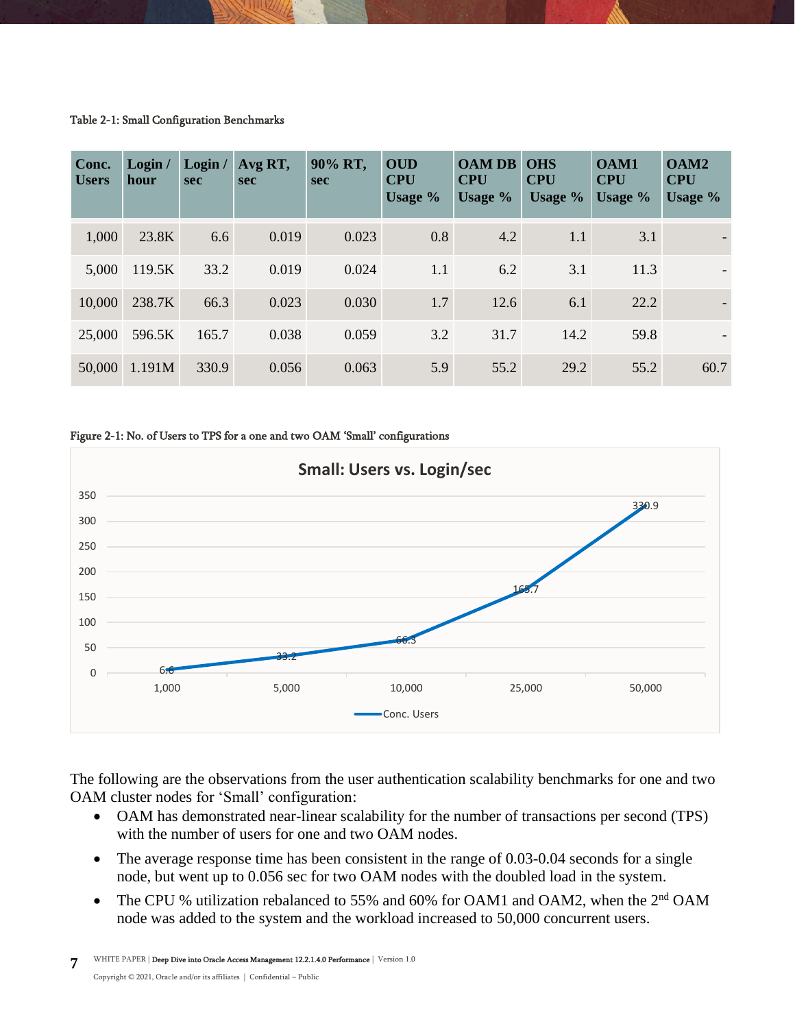Table 2-1: Small Configuration Benchmarks

| Conc. Users | Login / hour | Login / sec | Avg RT, sec | 90% RT, sec | OUD CPU Usage % | OAM DB CPU Usage % | OHS CPU Usage % | OAM1 CPU Usage % | OAM2 CPU Usage % |
|---|---|---|---|---|---|---|---|---|---|
| 1,000 | 23.8K | 6.6 | 0.019 | 0.023 | 0.8 | 4.2 | 1.1 | 3.1 | - |
| 5,000 | 119.5K | 33.2 | 0.019 | 0.024 | 1.1 | 6.2 | 3.1 | 11.3 | - |
| 10,000 | 238.7K | 66.3 | 0.023 | 0.030 | 1.7 | 12.6 | 6.1 | 22.2 | - |
| 25,000 | 596.5K | 165.7 | 0.038 | 0.059 | 3.2 | 31.7 | 14.2 | 59.8 | - |
| 50,000 | 1.191M | 330.9 | 0.056 | 0.063 | 5.9 | 55.2 | 29.2 | 55.2 | 60.7 |

Figure 2-1: No. of Users to TPS for a one and two OAM 'Small' configurations

**Small: Users vs. Login/sec**

| Conc. Users | Login/sec |
|---|---|
| 1,000 | 6.6 |
| 5,000 | 33.2 |
| 10,000 | 66.3 |
| 25,000 | 165.7 |
| 50,000 | 330.9 |

The following are the observations from the user authentication scalability benchmarks for one and two OAM cluster nodes for 'Small' configuration:

- OAM has demonstrated near-linear scalability for the number of transactions per second (TPS) with the number of users for one and two OAM nodes.
- The average response time has been consistent in the range of 0.03-0.04 seconds for a single node, but went up to 0.056 sec for two OAM nodes with the doubled load in the system.
- The CPU % utilization rebalanced to 55% and 60% for OAM1 and OAM2, when the 2nd OAM node was added to the system and the workload increased to 50,000 concurrent users.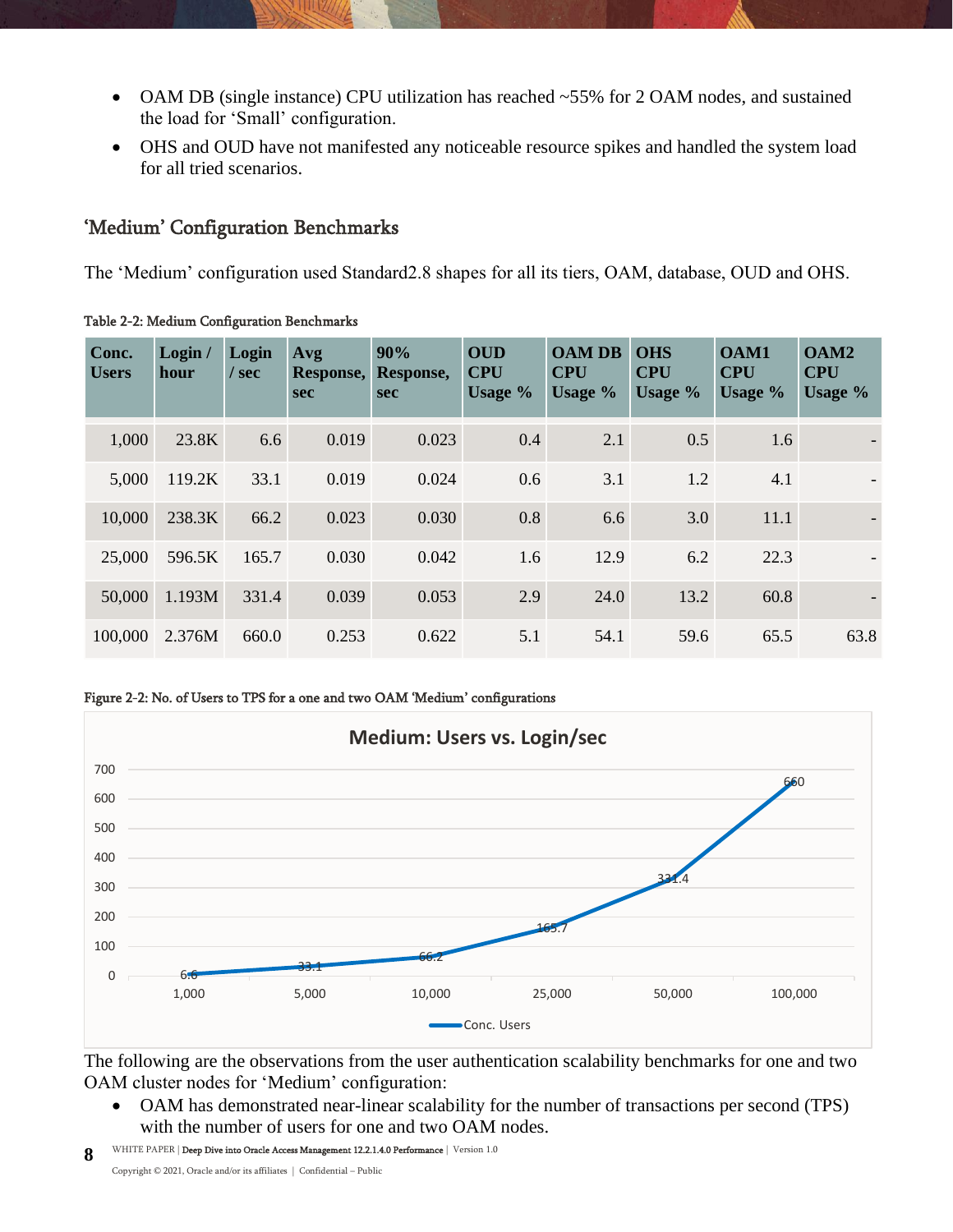- OAM DB (single instance) CPU utilization has reached ~55% for 2 OAM nodes, and sustained the load for 'Small' configuration.
- OHS and OUD have not manifested any noticeable resource spikes and handled the system load for all tried scenarios.

## 'Medium' Configuration Benchmarks

The 'Medium' configuration used Standard2.8 shapes for all its tiers, OAM, database, OUD and OHS.

Table 2-2: Medium Configuration Benchmarks

| Conc. Users | Login / hour | Login / sec | Avg Response, sec | 90% Response, sec | OUD CPU Usage % | OAM DB CPU Usage % | OHS CPU Usage % | OAM1 CPU Usage % | OAM2 CPU Usage % |
|---|---|---|---|---|---|---|---|---|---|
| 1,000 | 23.8K | 6.6 | 0.019 | 0.023 | 0.4 | 2.1 | 0.5 | 1.6 | - |
| 5,000 | 119.2K | 33.1 | 0.019 | 0.024 | 0.6 | 3.1 | 1.2 | 4.1 | - |
| 10,000 | 238.3K | 66.2 | 0.023 | 0.030 | 0.8 | 6.6 | 3.0 | 11.1 | - |
| 25,000 | 596.5K | 165.7 | 0.030 | 0.042 | 1.6 | 12.9 | 6.2 | 22.3 | - |
| 50,000 | 1.193M | 331.4 | 0.039 | 0.053 | 2.9 | 24.0 | 13.2 | 60.8 | - |
| 100,000 | 2.376M | 660.0 | 0.253 | 0.622 | 5.1 | 54.1 | 59.6 | 65.5 | 63.8 |

Figure 2-2: No. of Users to TPS for a one and two OAM 'Medium' configurations

**Medium: Users vs. Login/sec**

| Conc. Users | Login/sec |
|---|---|
| 1,000 | 6.6 |
| 5,000 | 33.1 |
| 10,000 | 66.2 |
| 25,000 | 165.7 |
| 50,000 | 331.4 |
| 100,000 | 660 |

The following are the observations from the user authentication scalability benchmarks for one and two OAM cluster nodes for 'Medium' configuration:

- OAM has demonstrated near-linear scalability for the number of transactions per second (TPS) with the number of users for one and two OAM nodes.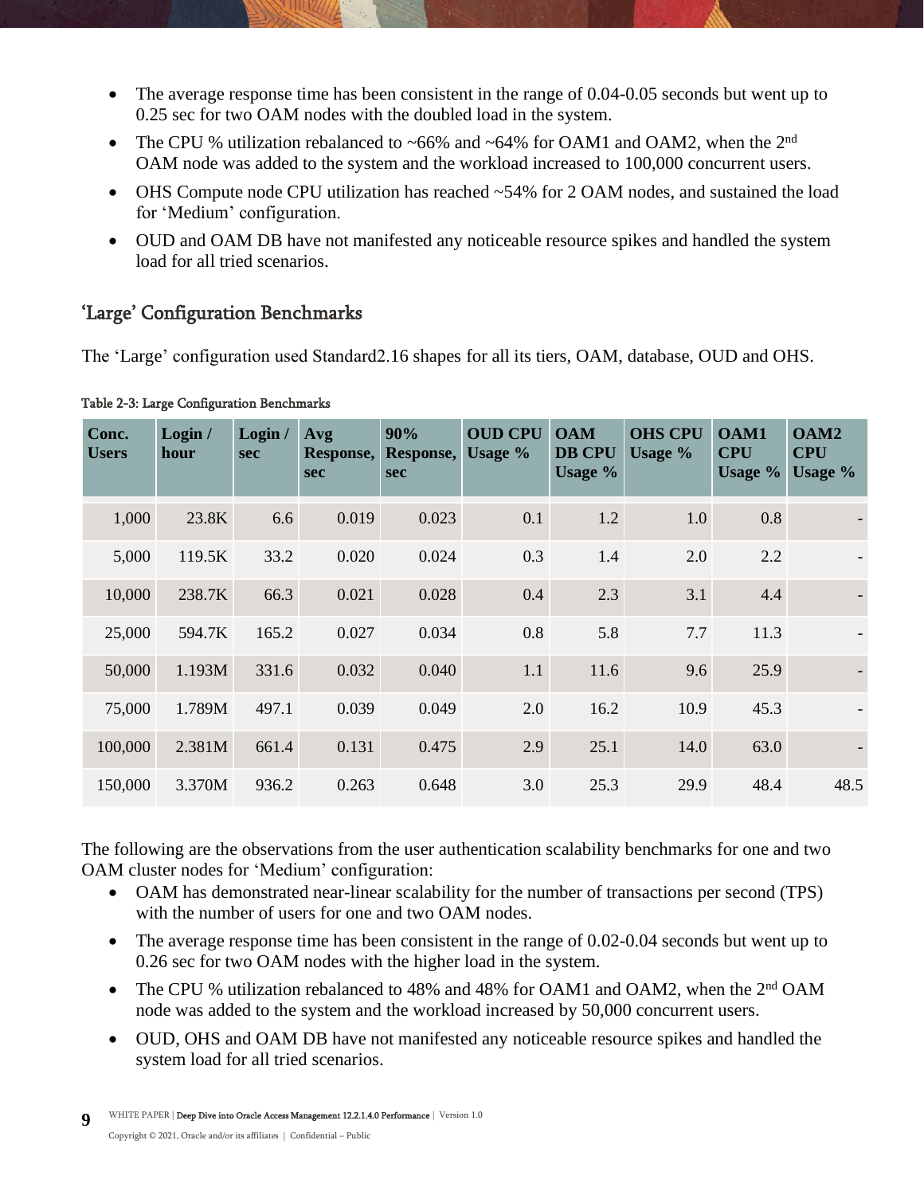- The average response time has been consistent in the range of 0.04-0.05 seconds but went up to 0.25 sec for two OAM nodes with the doubled load in the system.
- The CPU % utilization rebalanced to ~66% and ~64% for OAM1 and OAM2, when the 2nd OAM node was added to the system and the workload increased to 100,000 concurrent users.
- OHS Compute node CPU utilization has reached ~54% for 2 OAM nodes, and sustained the load for 'Medium' configuration.
- OUD and OAM DB have not manifested any noticeable resource spikes and handled the system load for all tried scenarios.

## 'Large' Configuration Benchmarks

The 'Large' configuration used Standard2.16 shapes for all its tiers, OAM, database, OUD and OHS.

Table 2-3: Large Configuration Benchmarks

| Conc. Users | Login / hour | Login / sec | Avg Response, sec | 90% Response, sec | OUD CPU Usage % | OAM DB CPU Usage % | OHS CPU Usage % | OAM1 CPU Usage % | OAM2 CPU Usage % |
|---|---|---|---|---|---|---|---|---|---|
| 1,000 | 23.8K | 6.6 | 0.019 | 0.023 | 0.1 | 1.2 | 1.0 | 0.8 | - |
| 5,000 | 119.5K | 33.2 | 0.020 | 0.024 | 0.3 | 1.4 | 2.0 | 2.2 | - |
| 10,000 | 238.7K | 66.3 | 0.021 | 0.028 | 0.4 | 2.3 | 3.1 | 4.4 | - |
| 25,000 | 594.7K | 165.2 | 0.027 | 0.034 | 0.8 | 5.8 | 7.7 | 11.3 | - |
| 50,000 | 1.193M | 331.6 | 0.032 | 0.040 | 1.1 | 11.6 | 9.6 | 25.9 | - |
| 75,000 | 1.789M | 497.1 | 0.039 | 0.049 | 2.0 | 16.2 | 10.9 | 45.3 | - |
| 100,000 | 2.381M | 661.4 | 0.131 | 0.475 | 2.9 | 25.1 | 14.0 | 63.0 | - |
| 150,000 | 3.370M | 936.2 | 0.263 | 0.648 | 3.0 | 25.3 | 29.9 | 48.4 | 48.5 |

The following are the observations from the user authentication scalability benchmarks for one and two OAM cluster nodes for 'Medium' configuration:

- OAM has demonstrated near-linear scalability for the number of transactions per second (TPS) with the number of users for one and two OAM nodes.
- The average response time has been consistent in the range of 0.02-0.04 seconds but went up to 0.26 sec for two OAM nodes with the higher load in the system.
- The CPU % utilization rebalanced to 48% and 48% for OAM1 and OAM2, when the 2nd OAM node was added to the system and the workload increased by 50,000 concurrent users.
- OUD, OHS and OAM DB have not manifested any noticeable resource spikes and handled the system load for all tried scenarios.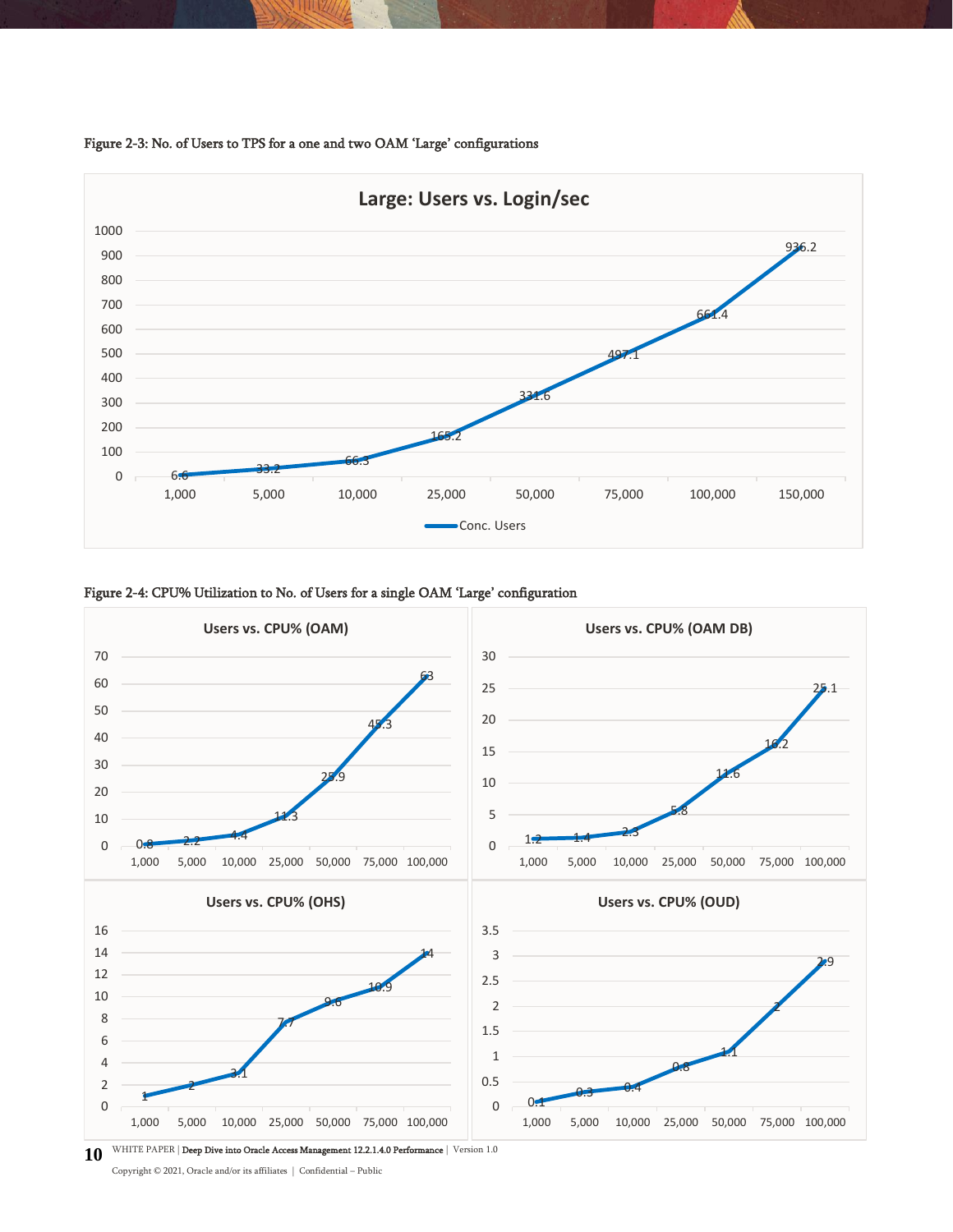Figure 2-3: No. of Users to TPS for a one and two OAM 'Large' configurations

**Large: Users vs. Login/sec**

| Conc. Users | 1,000 | 5,000 | 10,000 | 25,000 | 50,000 | 75,000 | 100,000 | 150,000 |
|---|---|---|---|---|---|---|---|---|
| Login/sec | 6.6 | 33.2 | 66.3 | 165.2 | 331.6 | 497.1 | 661.4 | 936.2 |

Figure 2-4: CPU% Utilization to No. of Users for a single OAM 'Large' configuration

**Users vs. CPU% (OAM)**

| Users | 1,000 | 5,000 | 10,000 | 25,000 | 50,000 | 75,000 | 100,000 |
|---|---|---|---|---|---|---|---|
| CPU% | 0.8 | 2.2 | 4.4 | 11.3 | 25.9 | 45.3 | 63 |

**Users vs. CPU% (OAM DB)**

| Users | 1,000 | 5,000 | 10,000 | 25,000 | 50,000 | 75,000 | 100,000 |
|---|---|---|---|---|---|---|---|
| CPU% | 1.2 | 1.4 | 2.3 | 5.8 | 11.6 | 16.2 | 25.1 |

**Users vs. CPU% (OHS)**

| Users | 1,000 | 5,000 | 10,000 | 25,000 | 50,000 | 75,000 | 100,000 |
|---|---|---|---|---|---|---|---|
| CPU% | 1 | 2 | 3.1 | 7.7 | 9.6 | 10.9 | 14 |

**Users vs. CPU% (OUD)**

| Users | 1,000 | 5,000 | 10,000 | 25,000 | 50,000 | 75,000 | 100,000 |
|---|---|---|---|---|---|---|---|
| CPU% | 0.1 | 0.3 | 0.4 | 0.8 | 1.1 | 2 | 2.9 |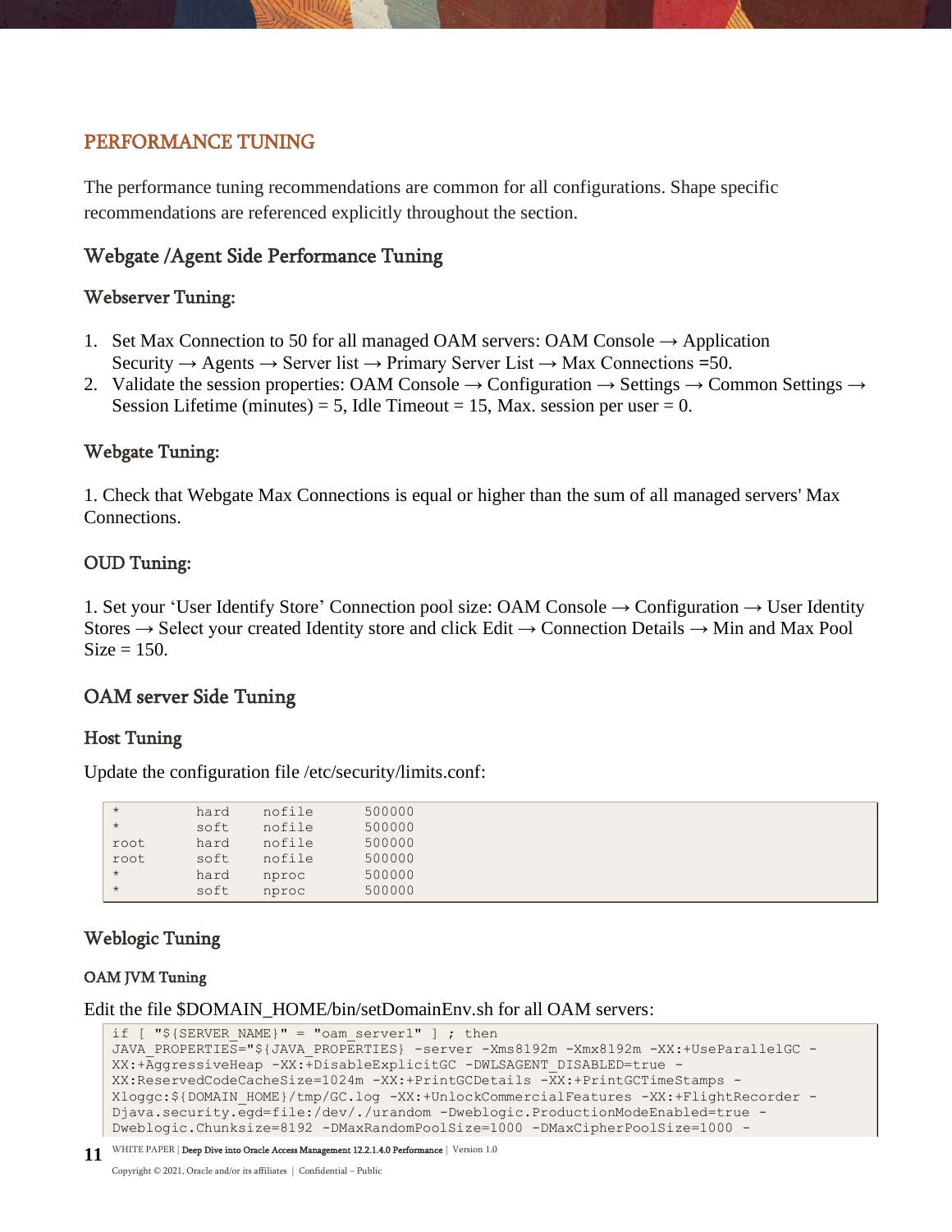## PERFORMANCE TUNING

The performance tuning recommendations are common for all configurations. Shape specific recommendations are referenced explicitly throughout the section.

### Webgate /Agent Side Performance Tuning

#### Webserver Tuning:

1. Set Max Connection to 50 for all managed OAM servers: OAM Console → Application Security → Agents → Server list → Primary Server List → Max Connections =50.
2. Validate the session properties: OAM Console → Configuration → Settings → Common Settings → Session Lifetime (minutes) = 5, Idle Timeout = 15, Max. session per user = 0.

#### Webgate Tuning:

1. Check that Webgate Max Connections is equal or higher than the sum of all managed servers' Max Connections.

#### OUD Tuning:

1. Set your 'User Identify Store' Connection pool size: OAM Console → Configuration → User Identity Stores → Select your created Identity store and click Edit → Connection Details → Min and Max Pool Size = 150.

### OAM server Side Tuning

#### Host Tuning

Update the configuration file /etc/security/limits.conf:

```
*         hard    nofile      500000
*         soft    nofile      500000
root      hard    nofile      500000
root      soft    nofile      500000
*         hard    nproc       500000
*         soft    nproc       500000
```

#### Weblogic Tuning

##### OAM JVM Tuning

Edit the file $DOMAIN_HOME/bin/setDomainEnv.sh for all OAM servers:

```
if [ "${SERVER_NAME}" = "oam_server1" ] ; then
JAVA_PROPERTIES="${JAVA_PROPERTIES} -server -Xms8192m -Xmx8192m -XX:+UseParallelGC -
XX:+AggressiveHeap -XX:+DisableExplicitGC -DWLSAGENT_DISABLED=true -
XX:ReservedCodeCacheSize=1024m -XX:+PrintGCDetails -XX:+PrintGCTimeStamps -
Xloggc:${DOMAIN_HOME}/tmp/GC.log -XX:+UnlockCommercialFeatures -XX:+FlightRecorder -
Djava.security.egd=file:/dev/./urandom -Dweblogic.ProductionModeEnabled=true -
Dweblogic.Chunksize=8192 -DMaxRandomPoolSize=1000 -DMaxCipherPoolSize=1000 -
```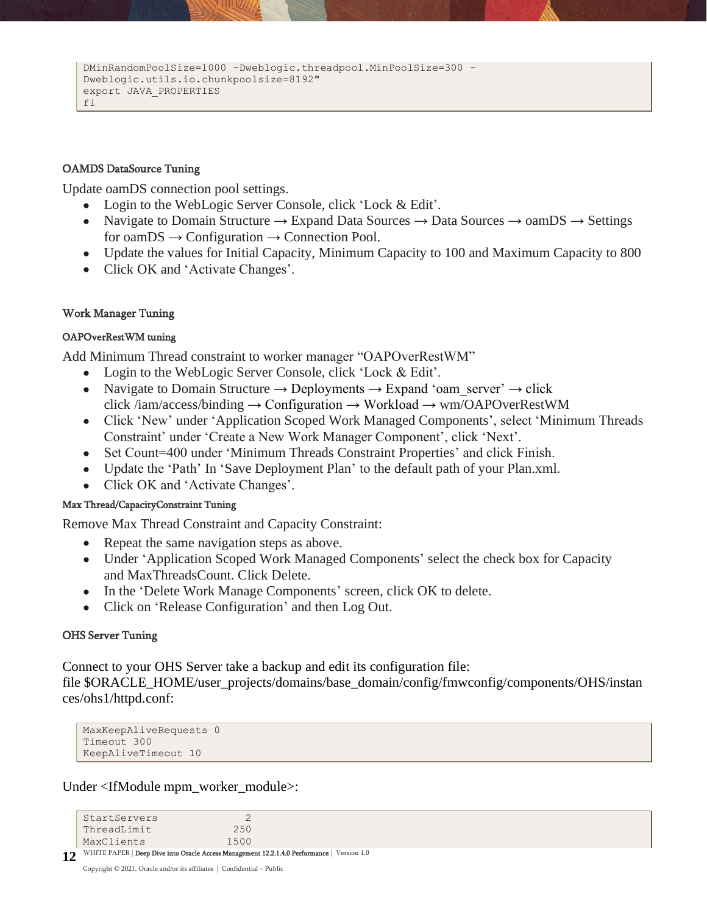```
DMinRandomPoolSize=1000 -Dweblogic.threadpool.MinPoolSize=300 -
Dweblogic.utils.io.chunkpoolsize=8192"
export JAVA_PROPERTIES
fi
```

### OAMDS DataSource Tuning

Update oamDS connection pool settings.

- Login to the WebLogic Server Console, click 'Lock & Edit'.
- Navigate to Domain Structure → Expand Data Sources → Data Sources → oamDS → Settings for oamDS → Configuration → Connection Pool.
- Update the values for Initial Capacity, Minimum Capacity to 100 and Maximum Capacity to 800
- Click OK and 'Activate Changes'.

### Work Manager Tuning

#### OAPOverRestWM tuning

Add Minimum Thread constraint to worker manager "OAPOverRestWM"

- Login to the WebLogic Server Console, click 'Lock & Edit'.
- Navigate to Domain Structure → Deployments → Expand 'oam_server' → click click /iam/access/binding → Configuration → Workload → wm/OAPOverRestWM
- Click 'New' under 'Application Scoped Work Managed Components', select 'Minimum Threads Constraint' under 'Create a New Work Manager Component', click 'Next'.
- Set Count=400 under 'Minimum Threads Constraint Properties' and click Finish.
- Update the 'Path' In 'Save Deployment Plan' to the default path of your Plan.xml.
- Click OK and 'Activate Changes'.

#### Max Thread/CapacityConstraint Tuning

Remove Max Thread Constraint and Capacity Constraint:

- Repeat the same navigation steps as above.
- Under 'Application Scoped Work Managed Components' select the check box for Capacity and MaxThreadsCount. Click Delete.
- In the 'Delete Work Manage Components' screen, click OK to delete.
- Click on 'Release Configuration' and then Log Out.

### OHS Server Tuning

Connect to your OHS Server take a backup and edit its configuration file:
file $ORACLE_HOME/user_projects/domains/base_domain/config/fmwconfig/components/OHS/instances/ohs1/httpd.conf:

```
MaxKeepAliveRequests 0
Timeout 300
KeepAliveTimeout 10
```

Under <IfModule mpm_worker_module>:

```
StartServers            2
ThreadLimit           250
MaxClients           1500
```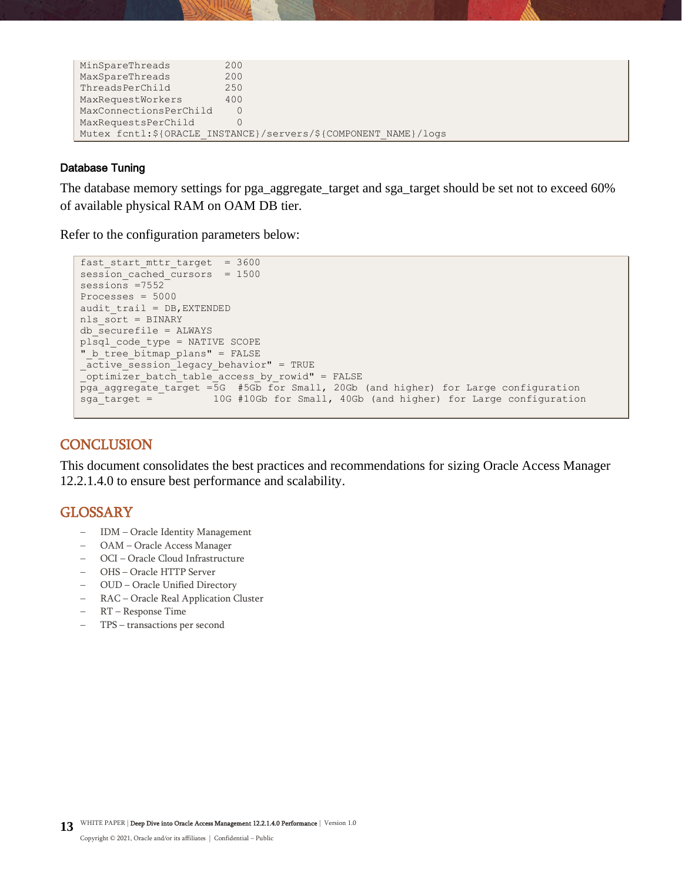```
MinSpareThreads          200
MaxSpareThreads          200
ThreadsPerChild          250
MaxRequestWorkers        400
MaxConnectionsPerChild     0
MaxRequestsPerChild        0
Mutex fcntl:${ORACLE_INSTANCE}/servers/${COMPONENT_NAME}/logs
```

#### Database Tuning

The database memory settings for pga_aggregate_target and sga_target should be set not to exceed 60% of available physical RAM on OAM DB tier.

Refer to the configuration parameters below:

```
fast_start_mttr_target  = 3600
session_cached_cursors  = 1500
sessions =7552
Processes = 5000
audit_trail = DB,EXTENDED
nls_sort = BINARY
db_securefile = ALWAYS
plsql_code_type = NATIVE SCOPE
"_b_tree_bitmap_plans" = FALSE
_active_session_legacy_behavior" = TRUE
_optimizer_batch_table_access_by_rowid" = FALSE
pga_aggregate_target =5G  #5Gb for Small, 20Gb (and higher) for Large configuration
sga_target =          10G #10Gb for Small, 40Gb (and higher) for Large configuration
```

## CONCLUSION

This document consolidates the best practices and recommendations for sizing Oracle Access Manager 12.2.1.4.0 to ensure best performance and scalability.

## GLOSSARY

- IDM – Oracle Identity Management
- OAM – Oracle Access Manager
- OCI – Oracle Cloud Infrastructure
- OHS – Oracle HTTP Server
- OUD – Oracle Unified Directory
- RAC – Oracle Real Application Cluster
- RT – Response Time
- TPS – transactions per second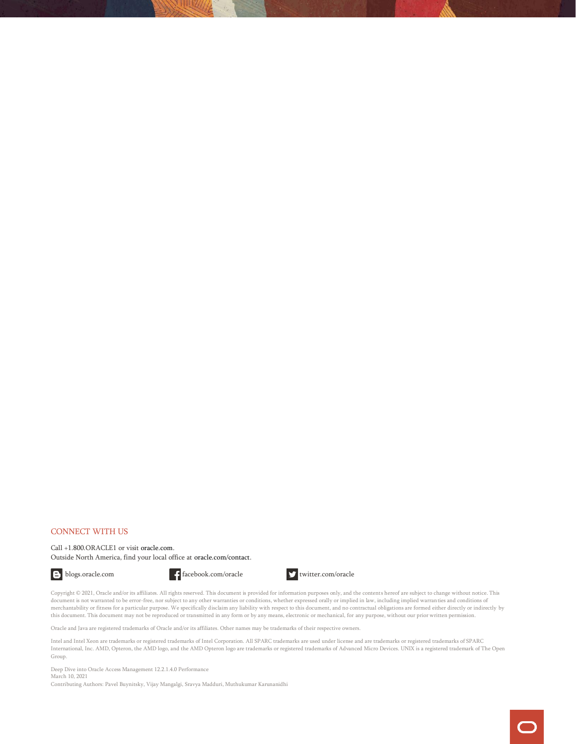## CONNECT WITH US

Call +1.800.ORACLE1 or visit oracle.com.
Outside North America, find your local office at oracle.com/contact.

blogs.oracle.com facebook.com/oracle twitter.com/oracle

Copyright © 2021, Oracle and/or its affiliates. All rights reserved. This document is provided for information purposes only, and the contents hereof are subject to change without notice. This document is not warranted to be error-free, nor subject to any other warranties or conditions, whether expressed orally or implied in law, including implied warranties and conditions of merchantability or fitness for a particular purpose. We specifically disclaim any liability with respect to this document, and no contractual obligations are formed either directly or indirectly by this document. This document may not be reproduced or transmitted in any form or by any means, electronic or mechanical, for any purpose, without our prior written permission.

Oracle and Java are registered trademarks of Oracle and/or its affiliates. Other names may be trademarks of their respective owners.

Intel and Intel Xeon are trademarks or registered trademarks of Intel Corporation. All SPARC trademarks are used under license and are trademarks or registered trademarks of SPARC International, Inc. AMD, Opteron, the AMD logo, and the AMD Opteron logo are trademarks or registered trademarks of Advanced Micro Devices. UNIX is a registered trademark of The Open Group.

Deep Dive into Oracle Access Management 12.2.1.4.0 Performance
March 10, 2021
Contributing Authors: Pavel Buynitsky, Vijay Mangalgi, Sravya Madduri, Muthukumar Karunanidhi